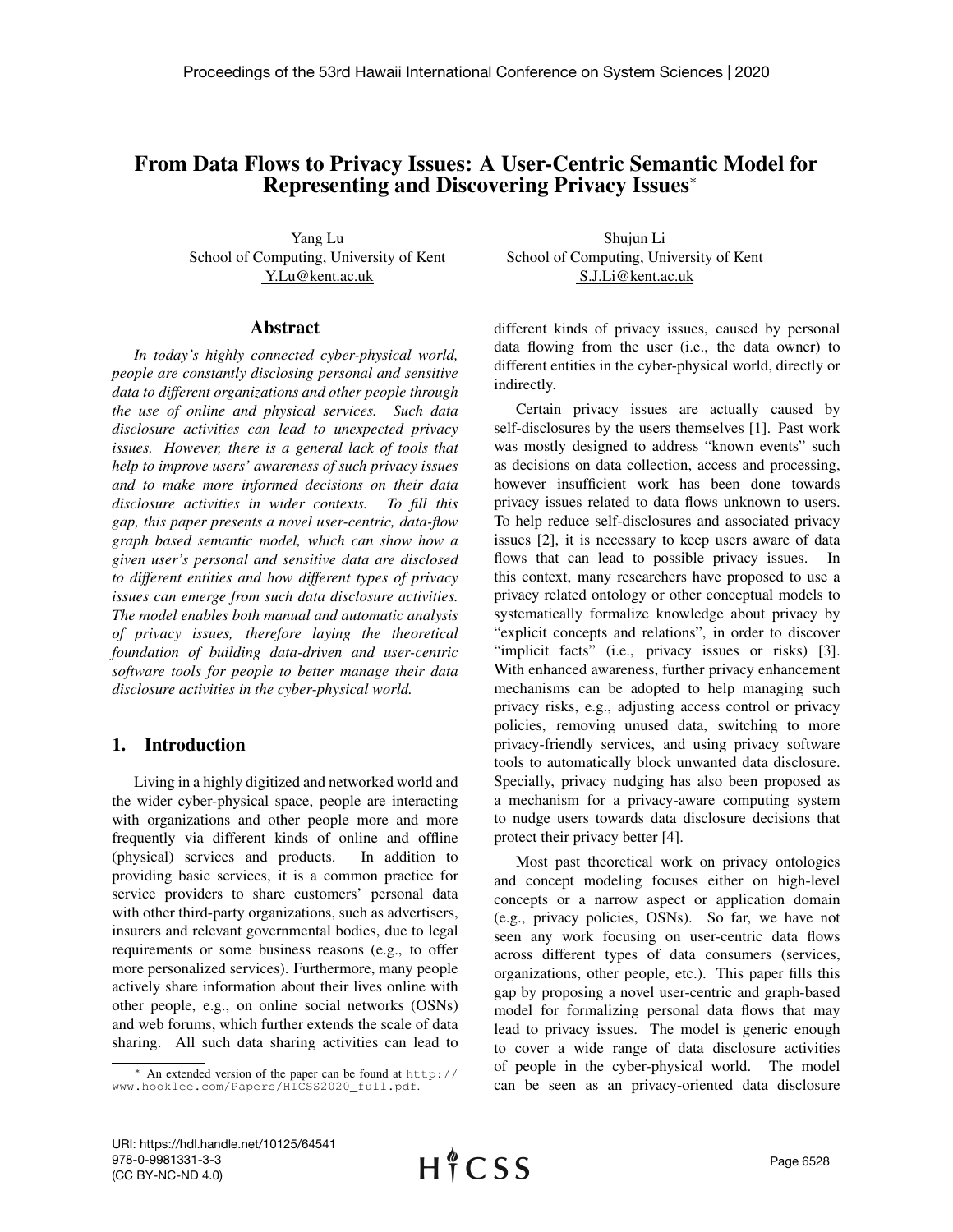# From Data Flows to Privacy Issues: A User-Centric Semantic Model for Representing and Discovering Privacy Issues*

Yang Lu
School of Computing, University of Kent
Y.Lu@kent.ac.uk

Shujun Li
School of Computing, University of Kent
S.J.Li@kent.ac.uk

## Abstract

*In today's highly connected cyber-physical world, people are constantly disclosing personal and sensitive data to different organizations and other people through the use of online and physical services. Such data disclosure activities can lead to unexpected privacy issues. However, there is a general lack of tools that help to improve users' awareness of such privacy issues and to make more informed decisions on their data disclosure activities in wider contexts. To fill this gap, this paper presents a novel user-centric, data-flow graph based semantic model, which can show how a given user's personal and sensitive data are disclosed to different entities and how different types of privacy issues can emerge from such data disclosure activities. The model enables both manual and automatic analysis of privacy issues, therefore laying the theoretical foundation of building data-driven and user-centric software tools for people to better manage their data disclosure activities in the cyber-physical world.*

## 1. Introduction

Living in a highly digitized and networked world and the wider cyber-physical space, people are interacting with organizations and other people more and more frequently via different kinds of online and offline (physical) services and products. In addition to providing basic services, it is a common practice for service providers to share customers' personal data with other third-party organizations, such as advertisers, insurers and relevant governmental bodies, due to legal requirements or some business reasons (e.g., to offer more personalized services). Furthermore, many people actively share information about their lives online with other people, e.g., on online social networks (OSNs) and web forums, which further extends the scale of data sharing. All such data sharing activities can lead to different kinds of privacy issues, caused by personal data flowing from the user (i.e., the data owner) to different entities in the cyber-physical world, directly or indirectly.

Certain privacy issues are actually caused by self-disclosures by the users themselves [1]. Past work was mostly designed to address "known events" such as decisions on data collection, access and processing, however insufficient work has been done towards privacy issues related to data flows unknown to users. To help reduce self-disclosures and associated privacy issues [2], it is necessary to keep users aware of data flows that can lead to possible privacy issues. In this context, many researchers have proposed to use a privacy related ontology or other conceptual models to systematically formalize knowledge about privacy by "explicit concepts and relations", in order to discover "implicit facts" (i.e., privacy issues or risks) [3]. With enhanced awareness, further privacy enhancement mechanisms can be adopted to help managing such privacy risks, e.g., adjusting access control or privacy policies, removing unused data, switching to more privacy-friendly services, and using privacy software tools to automatically block unwanted data disclosure. Specially, privacy nudging has also been proposed as a mechanism for a privacy-aware computing system to nudge users towards data disclosure decisions that protect their privacy better [4].

Most past theoretical work on privacy ontologies and concept modeling focuses either on high-level concepts or a narrow aspect or application domain (e.g., privacy policies, OSNs). So far, we have not seen any work focusing on user-centric data flows across different types of data consumers (services, organizations, other people, etc.). This paper fills this gap by proposing a novel user-centric and graph-based model for formalizing personal data flows that may lead to privacy issues. The model is generic enough to cover a wide range of data disclosure activities of people in the cyber-physical world. The model can be seen as an privacy-oriented data disclosure

* An extended version of the paper can be found at http://www.hooklee.com/Papers/HICSS2020_full.pdf.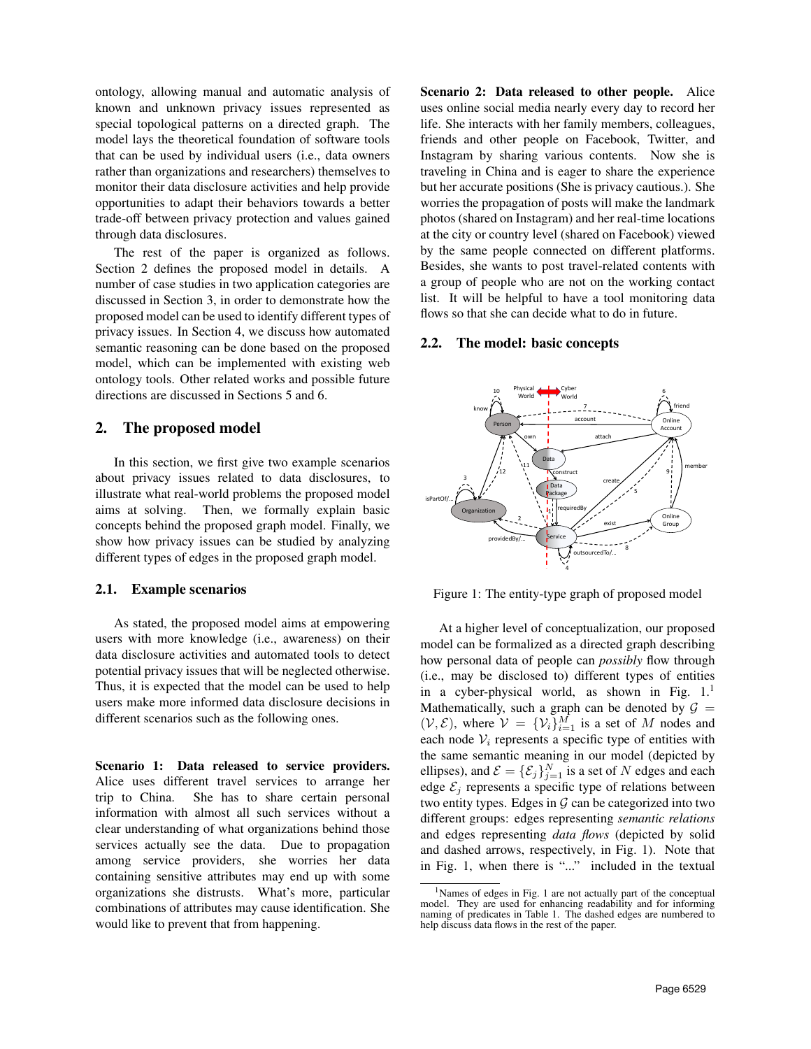ontology, allowing manual and automatic analysis of known and unknown privacy issues represented as special topological patterns on a directed graph. The model lays the theoretical foundation of software tools that can be used by individual users (i.e., data owners rather than organizations and researchers) themselves to monitor their data disclosure activities and help provide opportunities to adapt their behaviors towards a better trade-off between privacy protection and values gained through data disclosures.

The rest of the paper is organized as follows. Section 2 defines the proposed model in details. A number of case studies in two application categories are discussed in Section 3, in order to demonstrate how the proposed model can be used to identify different types of privacy issues. In Section 4, we discuss how automated semantic reasoning can be done based on the proposed model, which can be implemented with existing web ontology tools. Other related works and possible future directions are discussed in Sections 5 and 6.

## 2. The proposed model

In this section, we first give two example scenarios about privacy issues related to data disclosures, to illustrate what real-world problems the proposed model aims at solving. Then, we formally explain basic concepts behind the proposed graph model. Finally, we show how privacy issues can be studied by analyzing different types of edges in the proposed graph model.

### 2.1. Example scenarios

As stated, the proposed model aims at empowering users with more knowledge (i.e., awareness) on their data disclosure activities and automated tools to detect potential privacy issues that will be neglected otherwise. Thus, it is expected that the model can be used to help users make more informed data disclosure decisions in different scenarios such as the following ones.

**Scenario 1: Data released to service providers.** Alice uses different travel services to arrange her trip to China. She has to share certain personal information with almost all such services without a clear understanding of what organizations behind those services actually see the data. Due to propagation among service providers, she worries her data containing sensitive attributes may end up with some organizations she distrusts. What's more, particular combinations of attributes may cause identification. She would like to prevent that from happening.

**Scenario 2: Data released to other people.** Alice uses online social media nearly every day to record her life. She interacts with her family members, colleagues, friends and other people on Facebook, Twitter, and Instagram by sharing various contents. Now she is traveling in China and is eager to share the experience but her accurate positions (She is privacy cautious.). She worries the propagation of posts will make the landmark photos (shared on Instagram) and her real-time locations at the city or country level (shared on Facebook) viewed by the same people connected on different platforms. Besides, she wants to post travel-related contents with a group of people who are not on the working contact list. It will be helpful to have a tool monitoring data flows so that she can decide what to do in future.

### 2.2. The model: basic concepts

Figure 1: The entity-type graph of proposed model

At a higher level of conceptualization, our proposed model can be formalized as a directed graph describing how personal data of people can *possibly* flow through (i.e., may be disclosed to) different types of entities in a cyber-physical world, as shown in Fig. 1.[1] Mathematically, such a graph can be denoted by $\mathcal{G} = (\mathcal{V}, \mathcal{E})$, where $\mathcal{V} = \{\mathcal{V}_i\}_{i=1}^{M}$ is a set of $M$ nodes and each node $\mathcal{V}_i$ represents a specific type of entities with the same semantic meaning in our model (depicted by ellipses), and $\mathcal{E} = \{\mathcal{E}_j\}_{j=1}^{N}$ is a set of $N$ edges and each edge $\mathcal{E}_j$ represents a specific type of relations between two entity types. Edges in $\mathcal{G}$ can be categorized into two different groups: edges representing *semantic relations* and edges representing *data flows* (depicted by solid and dashed arrows, respectively, in Fig. 1). Note that in Fig. 1, when there is "..." included in the textual

[1] Names of edges in Fig. 1 are not actually part of the conceptual model. They are used for enhancing readability and for informing naming of predicates in Table 1. The dashed edges are numbered to help discuss data flows in the rest of the paper.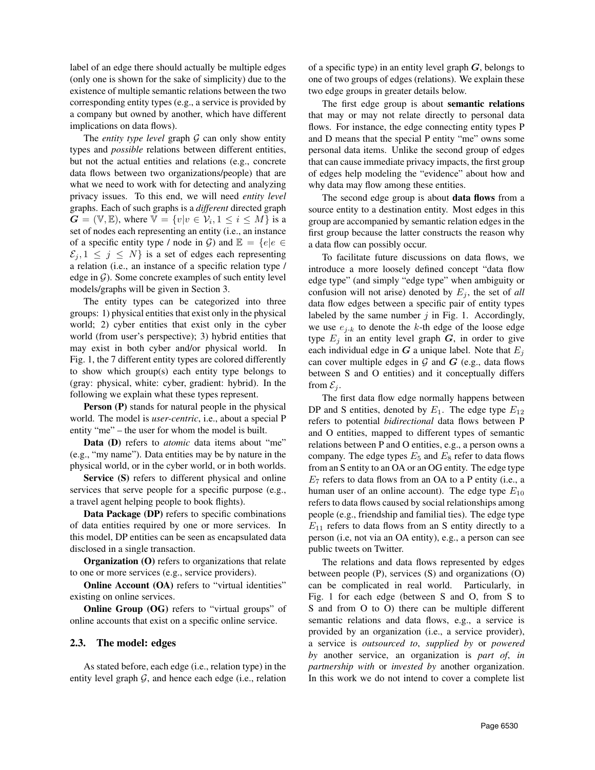label of an edge there should actually be multiple edges (only one is shown for the sake of simplicity) due to the existence of multiple semantic relations between the two corresponding entity types (e.g., a service is provided by a company but owned by another, which have different implications on data flows).

The *entity type level* graph $\mathcal{G}$ can only show entity types and *possible* relations between different entities, but not the actual entities and relations (e.g., concrete data flows between two organizations/people) that are what we need to work with for detecting and analyzing privacy issues. To this end, we will need *entity level* graphs. Each of such graphs is a *different* directed graph $\boldsymbol{G} = (\mathbb{V}, \mathbb{E})$, where $\mathbb{V} = \{v | v \in \mathcal{V}_i, 1 \leq i \leq M\}$ is a set of nodes each representing an entity (i.e., an instance of a specific entity type / node in $\mathcal{G}$) and $\mathbb{E} = \{e | e \in \mathcal{E}_j, 1 \leq j \leq N\}$ is a set of edges each representing a relation (i.e., an instance of a specific relation type / edge in $\mathcal{G}$). Some concrete examples of such entity level models/graphs will be given in Section 3.

The entity types can be categorized into three groups: 1) physical entities that exist only in the physical world; 2) cyber entities that exist only in the cyber world (from user's perspective); 3) hybrid entities that may exist in both cyber and/or physical world. In Fig. 1, the 7 different entity types are colored differently to show which group(s) each entity type belongs to (gray: physical, white: cyber, gradient: hybrid). In the following we explain what these types represent.

**Person (P)** stands for natural people in the physical world. The model is *user-centric*, i.e., about a special P entity "me" – the user for whom the model is built.

**Data (D)** refers to *atomic* data items about "me" (e.g., "my name"). Data entities may be by nature in the physical world, or in the cyber world, or in both worlds.

**Service (S)** refers to different physical and online services that serve people for a specific purpose (e.g., a travel agent helping people to book flights).

**Data Package (DP)** refers to specific combinations of data entities required by one or more services. In this model, DP entities can be seen as encapsulated data disclosed in a single transaction.

**Organization (O)** refers to organizations that relate to one or more services (e.g., service providers).

**Online Account (OA)** refers to "virtual identities" existing on online services.

**Online Group (OG)** refers to "virtual groups" of online accounts that exist on a specific online service.

### 2.3. The model: edges

As stated before, each edge (i.e., relation type) in the entity level graph $\mathcal{G}$, and hence each edge (i.e., relation of a specific type) in an entity level graph $\boldsymbol{G}$, belongs to one of two groups of edges (relations). We explain these two edge groups in greater details below.

The first edge group is about **semantic relations** that may or may not relate directly to personal data flows. For instance, the edge connecting entity types P and D means that the special P entity "me" owns some personal data items. Unlike the second group of edges that can cause immediate privacy impacts, the first group of edges help modeling the "evidence" about how and why data may flow among these entities.

The second edge group is about **data flows** from a source entity to a destination entity. Most edges in this group are accompanied by semantic relation edges in the first group because the latter constructs the reason why a data flow can possibly occur.

To facilitate future discussions on data flows, we introduce a more loosely defined concept "data flow edge type" (and simply "edge type" when ambiguity or confusion will not arise) denoted by $E_j$, the set of *all* data flow edges between a specific pair of entity types labeled by the same number $j$ in Fig. 1. Accordingly, we use $e_{j\text{-}k}$ to denote the $k$-th edge of the loose edge type $E_j$ in an entity level graph $\boldsymbol{G}$, in order to give each individual edge in $\boldsymbol{G}$ a unique label. Note that $E_j$ can cover multiple edges in $\mathcal{G}$ and $\boldsymbol{G}$ (e.g., data flows between S and O entities) and it conceptually differs from $\mathcal{E}_j$.

The first data flow edge normally happens between DP and S entities, denoted by $E_1$. The edge type $E_{12}$ refers to potential *bidirectional* data flows between P and O entities, mapped to different types of semantic relations between P and O entities, e.g., a person owns a company. The edge types $E_5$ and $E_8$ refer to data flows from an S entity to an OA or an OG entity. The edge type $E_7$ refers to data flows from an OA to a P entity (i.e., a human user of an online account). The edge type $E_{10}$ refers to data flows caused by social relationships among people (e.g., friendship and familial ties). The edge type $E_{11}$ refers to data flows from an S entity directly to a person (i.e, not via an OA entity), e.g., a person can see public tweets on Twitter.

The relations and data flows represented by edges between people (P), services (S) and organizations (O) can be complicated in real world. Particularly, in Fig. 1 for each edge (between S and O, from S to S and from O to O) there can be multiple different semantic relations and data flows, e.g., a service is provided by an organization (i.e., a service provider), a service is *outsourced to*, *supplied by* or *powered by* another service, an organization is *part of*, *in partnership with* or *invested by* another organization. In this work we do not intend to cover a complete list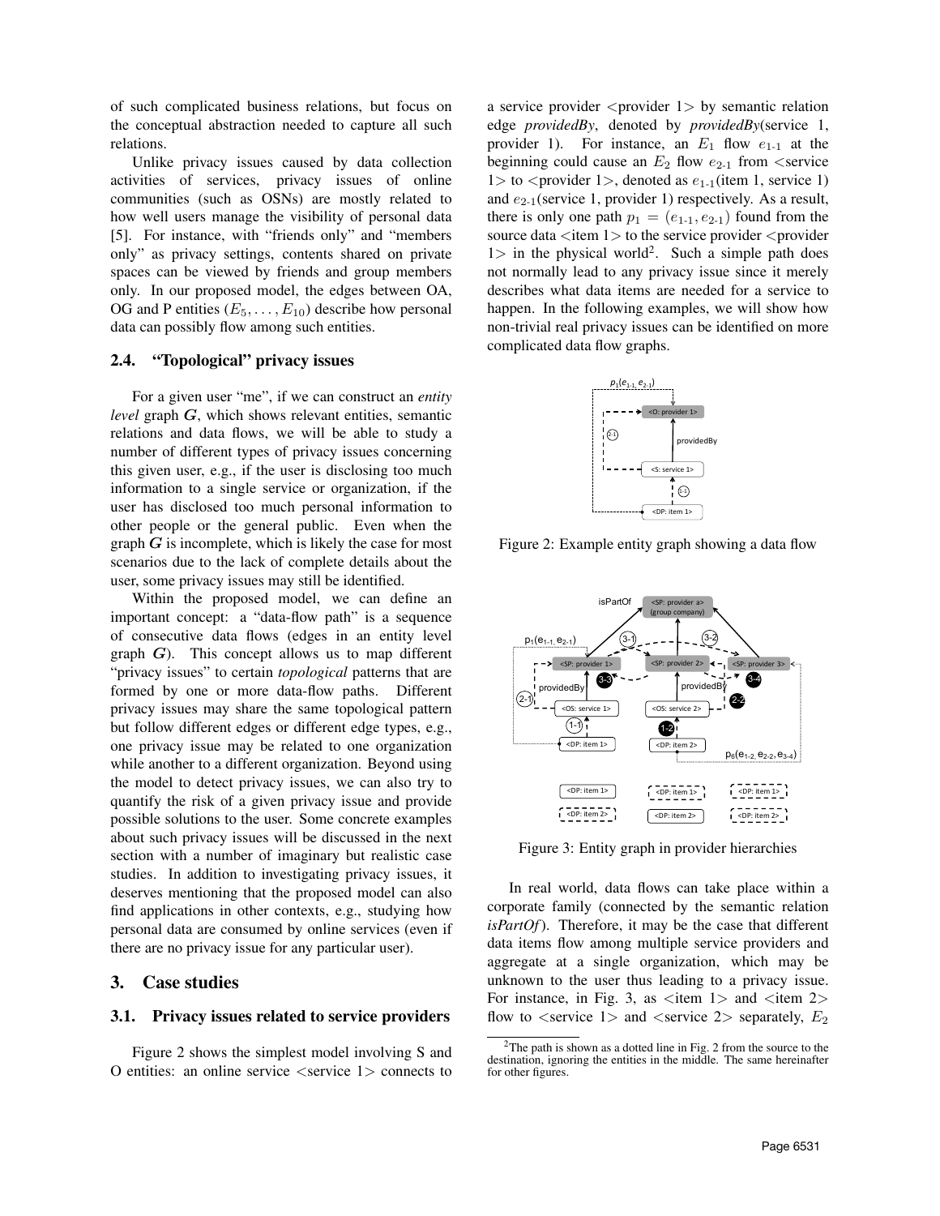of such complicated business relations, but focus on the conceptual abstraction needed to capture all such relations.

Unlike privacy issues caused by data collection activities of services, privacy issues of online communities (such as OSNs) are mostly related to how well users manage the visibility of personal data [5]. For instance, with "friends only" and "members only" as privacy settings, contents shared on private spaces can be viewed by friends and group members only. In our proposed model, the edges between OA, OG and P entities ($E_5, \ldots, E_{10}$) describe how personal data can possibly flow among such entities.

### 2.4. "Topological" privacy issues

For a given user "me", if we can construct an *entity level* graph $\boldsymbol{G}$, which shows relevant entities, semantic relations and data flows, we will be able to study a number of different types of privacy issues concerning this given user, e.g., if the user is disclosing too much information to a single service or organization, if the user has disclosed too much personal information to other people or the general public. Even when the graph $\boldsymbol{G}$ is incomplete, which is likely the case for most scenarios due to the lack of complete details about the user, some privacy issues may still be identified.

Within the proposed model, we can define an important concept: a "data-flow path" is a sequence of consecutive data flows (edges in an entity level graph $\boldsymbol{G}$). This concept allows us to map different "privacy issues" to certain *topological* patterns that are formed by one or more data-flow paths. Different privacy issues may share the same topological pattern but follow different edges or different edge types, e.g., one privacy issue may be related to one organization while another to a different organization. Beyond using the model to detect privacy issues, we can also try to quantify the risk of a given privacy issue and provide possible solutions to the user. Some concrete examples about such privacy issues will be discussed in the next section with a number of imaginary but realistic case studies. In addition to investigating privacy issues, it deserves mentioning that the proposed model can also find applications in other contexts, e.g., studying how personal data are consumed by online services (even if there are no privacy issue for any particular user).

## 3. Case studies

### 3.1. Privacy issues related to service providers

Figure 2 shows the simplest model involving S and O entities: an online service <service 1> connects to a service provider <provider 1> by semantic relation edge *providedBy*, denoted by *providedBy*(service 1, provider 1). For instance, an $E_1$ flow $e_{1\text{-}1}$ at the beginning could cause an $E_2$ flow $e_{2\text{-}1}$ from <service 1> to <provider 1>, denoted as $e_{1\text{-}1}$(item 1, service 1) and $e_{2\text{-}1}$(service 1, provider 1) respectively. As a result, there is only one path $p_1 = (e_{1\text{-}1}, e_{2\text{-}1})$ found from the source data <item 1> to the service provider <provider 1> in the physical world[2]. Such a simple path does not normally lead to any privacy issue since it merely describes what data items are needed for a service to happen. In the following examples, we will show how non-trivial real privacy issues can be identified on more complicated data flow graphs.

Figure 2: Example entity graph showing a data flow

Figure 3: Entity graph in provider hierarchies

In real world, data flows can take place within a corporate family (connected by the semantic relation *isPartOf*). Therefore, it may be the case that different data items flow among multiple service providers and aggregate at a single organization, which may be unknown to the user thus leading to a privacy issue. For instance, in Fig. 3, as <item 1> and <item 2> flow to <service 1> and <service 2> separately, $E_2$

[2] The path is shown as a dotted line in Fig. 2 from the source to the destination, ignoring the entities in the middle. The same hereinafter for other figures.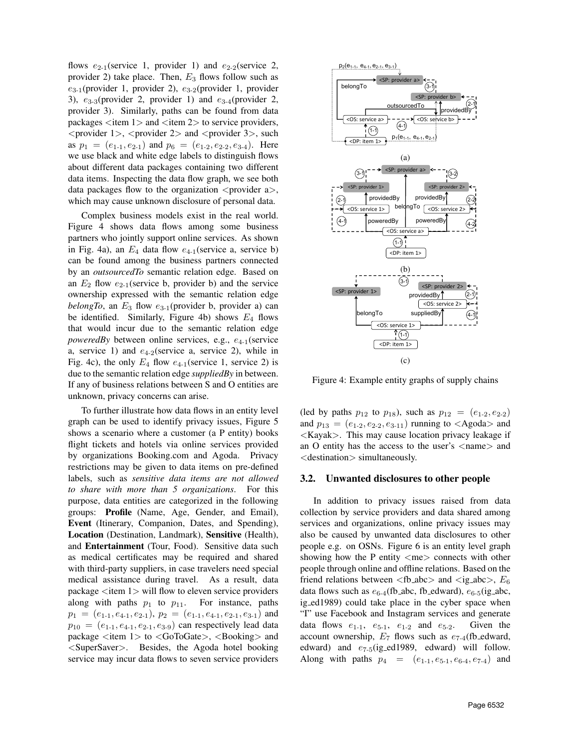flows $e_{2\text{-}1}$(service 1, provider 1) and $e_{2\text{-}2}$(service 2, provider 2) take place. Then, $E_3$ flows follow such as $e_{3\text{-}1}$(provider 1, provider 2), $e_{3\text{-}2}$(provider 1, provider 3), $e_{3\text{-}3}$(provider 2, provider 1) and $e_{3\text{-}4}$(provider 2, provider 3). Similarly, paths can be found from data packages <item 1> and <item 2> to service providers, <provider 1>, <provider 2> and <provider 3>, such as $p_1 = (e_{1\text{-}1}, e_{2\text{-}1})$ and $p_6 = (e_{1\text{-}2}, e_{2\text{-}2}, e_{3\text{-}4})$. Here we use black and white edge labels to distinguish flows about different data packages containing two different data items. Inspecting the data flow graph, we see both data packages flow to the organization <provider a>, which may cause unknown disclosure of personal data.

Complex business models exist in the real world. Figure 4 shows data flows among some business partners who jointly support online services. As shown in Fig. 4a), an $E_4$ data flow $e_{4\text{-}1}$(service a, service b) can be found among the business partners connected by an *outsourcedTo* semantic relation edge. Based on an $E_2$ flow $e_{2\text{-}1}$(service b, provider b) and the service ownership expressed with the semantic relation edge *belongTo*, an $E_3$ flow $e_{3\text{-}1}$(provider b, provider a) can be identified. Similarly, Figure 4b) shows $E_4$ flows that would incur due to the semantic relation edge *poweredBy* between online services, e.g., $e_{4\text{-}1}$(service a, service 1) and $e_{4\text{-}2}$(service a, service 2), while in Fig. 4c), the only $E_4$ flow $e_{4\text{-}1}$(service 1, service 2) is due to the semantic relation edge *suppliedBy* in between. If any of business relations between S and O entities are unknown, privacy concerns can arise.

To further illustrate how data flows in an entity level graph can be used to identify privacy issues, Figure 5 shows a scenario where a customer (a P entity) books flight tickets and hotels via online services provided by organizations Booking.com and Agoda. Privacy restrictions may be given to data items on pre-defined labels, such as *sensitive data items are not allowed to share with more than 5 organizations*. For this purpose, data entities are categorized in the following groups: **Profile** (Name, Age, Gender, and Email), **Event** (Itinerary, Companion, Dates, and Spending), **Location** (Destination, Landmark), **Sensitive** (Health), and **Entertainment** (Tour, Food). Sensitive data such as medical certificates may be required and shared with third-party suppliers, in case travelers need special medical assistance during travel. As a result, data package <item 1> will flow to eleven service providers along with paths $p_1$ to $p_{11}$. For instance, paths $p_1 = (e_{1\text{-}1}, e_{4\text{-}1}, e_{2\text{-}1})$, $p_2 = (e_{1\text{-}1}, e_{4\text{-}1}, e_{2\text{-}1}, e_{3\text{-}1})$ and $p_{10} = (e_{1\text{-}1}, e_{4\text{-}1}, e_{2\text{-}1}, e_{3\text{-}9})$ can respectively lead data package <item 1> to <GoToGate>, <Booking> and <SuperSaver>. Besides, the Agoda hotel booking service may incur data flows to seven service providers (led by paths $p_{12}$ to $p_{18}$), such as $p_{12} = (e_{1\text{-}2}, e_{2\text{-}2})$ and $p_{13} = (e_{1\text{-}2}, e_{2\text{-}2}, e_{3\text{-}11})$ running to <Agoda> and <Kayak>. This may cause location privacy leakage if an O entity has the access to the user's <name> and <destination> simultaneously.

Figure 4: Example entity graphs of supply chains

## 3.2. Unwanted disclosures to other people

In addition to privacy issues raised from data collection by service providers and data shared among services and organizations, online privacy issues may also be caused by unwanted data disclosures to other people e.g. on OSNs. Figure 6 is an entity level graph showing how the P entity <me> connects with other people through online and offline relations. Based on the friend relations between <fb_abc> and <ig_abc>, $E_6$ data flows such as $e_{6\text{-}4}$(fb_abc, fb_edward), $e_{6\text{-}5}$(ig_abc, ig_ed1989) could take place in the cyber space when "I" use Facebook and Instagram services and generate data flows $e_{1\text{-}1}$, $e_{5\text{-}1}$, $e_{1\text{-}2}$ and $e_{5\text{-}2}$. Given the account ownership, $E_7$ flows such as $e_{7\text{-}4}$(fb_edward, edward) and $e_{7\text{-}5}$(ig_ed1989, edward) will follow. Along with paths $p_4 = (e_{1\text{-}1}, e_{5\text{-}1}, e_{6\text{-}4}, e_{7\text{-}4})$ and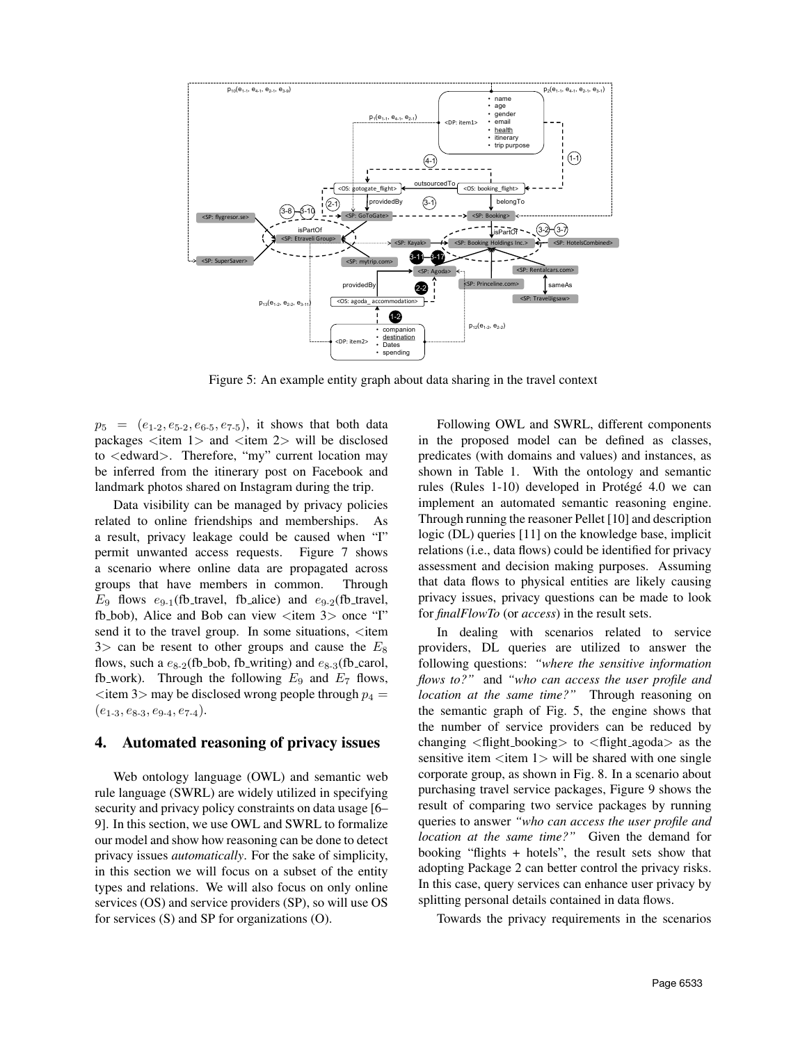Figure 5: An example entity graph about data sharing in the travel context

$p_5 = (e_{1\text{-}2}, e_{5\text{-}2}, e_{6\text{-}5}, e_{7\text{-}5})$, it shows that both data packages <item 1> and <item 2> will be disclosed to <edward>. Therefore, "my" current location may be inferred from the itinerary post on Facebook and landmark photos shared on Instagram during the trip.

Data visibility can be managed by privacy policies related to online friendships and memberships. As a result, privacy leakage could be caused when "I" permit unwanted access requests. Figure 7 shows a scenario where online data are propagated across groups that have members in common. Through $E_9$ flows $e_{9\text{-}1}$(fb_travel, fb_alice) and $e_{9\text{-}2}$(fb_travel, fb_bob), Alice and Bob can view <item 3> once "I" send it to the travel group. In some situations, <item 3> can be resent to other groups and cause the $E_8$ flows, such a $e_{8\text{-}2}$(fb_bob, fb_writing) and $e_{8\text{-}3}$(fb_carol, fb_work). Through the following $E_9$ and $E_7$ flows, <item 3> may be disclosed wrong people through $p_4 = (e_{1\text{-}3}, e_{8\text{-}3}, e_{9\text{-}4}, e_{7\text{-}4})$.

## 4. Automated reasoning of privacy issues

Web ontology language (OWL) and semantic web rule language (SWRL) are widely utilized in specifying security and privacy policy constraints on data usage [6–9]. In this section, we use OWL and SWRL to formalize our model and show how reasoning can be done to detect privacy issues *automatically*. For the sake of simplicity, in this section we will focus on a subset of the entity types and relations. We will also focus on only online services (OS) and service providers (SP), so will use OS for services (S) and SP for organizations (O).

Following OWL and SWRL, different components in the proposed model can be defined as classes, predicates (with domains and values) and instances, as shown in Table 1. With the ontology and semantic rules (Rules 1-10) developed in Protégé 4.0 we can implement an automated semantic reasoning engine. Through running the reasoner Pellet [10] and description logic (DL) queries [11] on the knowledge base, implicit relations (i.e., data flows) could be identified for privacy assessment and decision making purposes. Assuming that data flows to physical entities are likely causing privacy issues, privacy questions can be made to look for *finalFlowTo* (or *access*) in the result sets.

In dealing with scenarios related to service providers, DL queries are utilized to answer the following questions: *"where the sensitive information flows to?"* and *"who can access the user profile and location at the same time?"* Through reasoning on the semantic graph of Fig. 5, the engine shows that the number of service providers can be reduced by changing <flight_booking> to <flight_agoda> as the sensitive item <item 1> will be shared with one single corporate group, as shown in Fig. 8. In a scenario about purchasing travel service packages, Figure 9 shows the result of comparing two service packages by running queries to answer *"who can access the user profile and location at the same time?"* Given the demand for booking "flights + hotels", the result sets show that adopting Package 2 can better control the privacy risks. In this case, query services can enhance user privacy by splitting personal details contained in data flows.

Towards the privacy requirements in the scenarios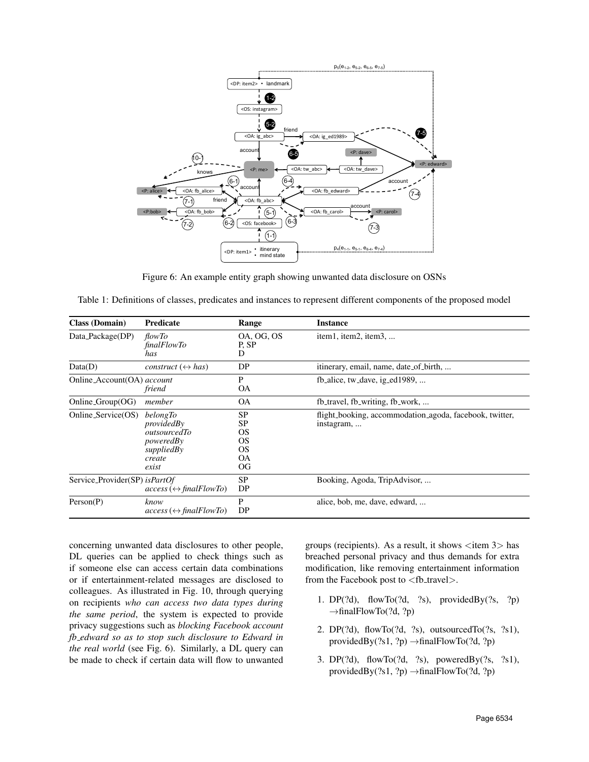Figure 6: An example entity graph showing unwanted data disclosure on OSNs

Table 1: Definitions of classes, predicates and instances to represent different components of the proposed model

| Class (Domain) | Predicate | Range | Instance |
|---|---|---|---|
| Data_Package(DP) | *flowTo*<br>*finalFlowTo*<br>*has* | OA, OG, OS<br>P, SP<br>D | item1, item2, item3, ... |
| Data(D) | *construct* (↔ *has*) | DP | itinerary, email, name, date_of_birth, ... |
| Online_Account(OA) | *account*<br>*friend* | P<br>OA | fb_alice, tw_dave, ig_ed1989, ... |
| Online_Group(OG) | *member* | OA | fb_travel, fb_writing, fb_work, ... |
| Online_Service(OS) | *belongTo*<br>*providedBy*<br>*outsourcedTo*<br>*poweredBy*<br>*suppliedBy*<br>*create*<br>*exist* | SP<br>SP<br>OS<br>OS<br>OS<br>OA<br>OG | flight_booking, accommodation_agoda, facebook, twitter, instagram, ... |
| Service_Provider(SP) | *isPartOf*<br>*access* (↔ *finalFlowTo*) | SP<br>DP | Booking, Agoda, TripAdvisor, ... |
| Person(P) | *know*<br>*access* (↔ *finalFlowTo*) | P<br>DP | alice, bob, me, dave, edward, ... |

concerning unwanted data disclosures to other people, DL queries can be applied to check things such as if someone else can access certain data combinations or if entertainment-related messages are disclosed to colleagues. As illustrated in Fig. 10, through querying on recipients *who can access two data types during the same period*, the system is expected to provide privacy suggestions such as *blocking Facebook account fb_edward so as to stop such disclosure to Edward in the real world* (see Fig. 6). Similarly, a DL query can be made to check if certain data will flow to unwanted groups (recipients). As a result, it shows <item 3> has breached personal privacy and thus demands for extra modification, like removing entertainment information from the Facebook post to <fb_travel>.

1. DP(?d), flowTo(?d, ?s), providedBy(?s, ?p) →finalFlowTo(?d, ?p)
2. DP(?d), flowTo(?d, ?s), outsourcedTo(?s, ?s1), providedBy(?s1, ?p) →finalFlowTo(?d, ?p)
3. DP(?d), flowTo(?d, ?s), poweredBy(?s, ?s1), providedBy(?s1, ?p) →finalFlowTo(?d, ?p)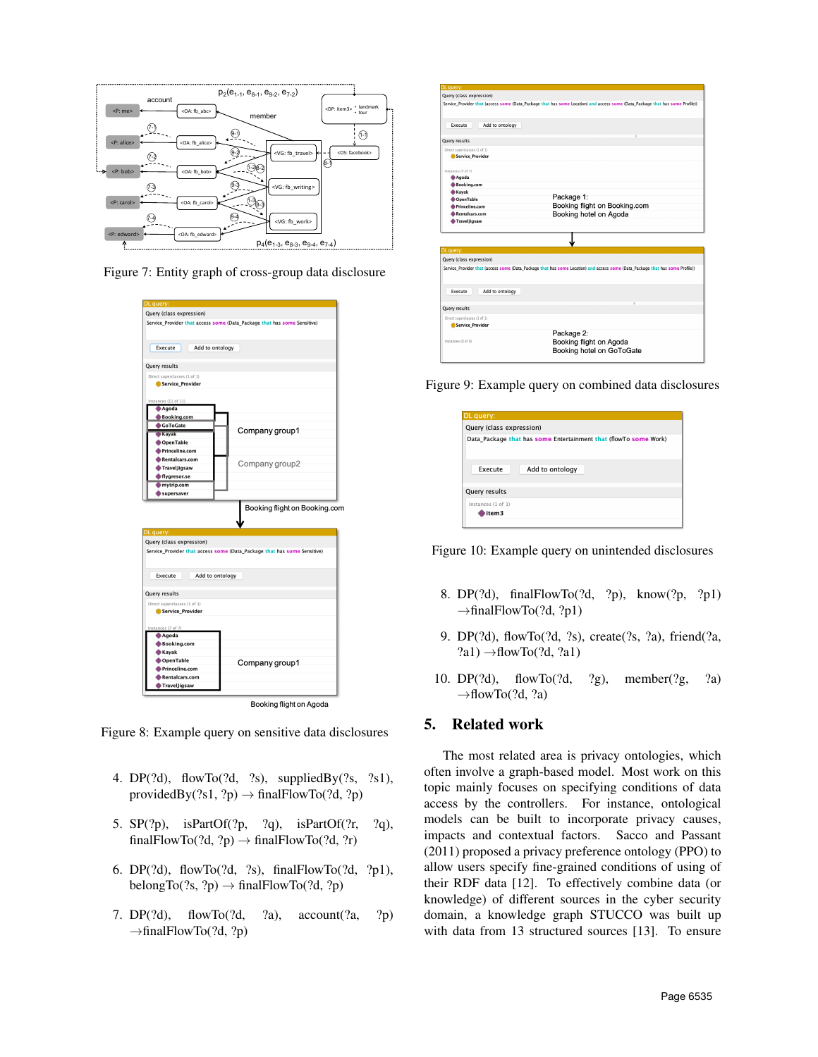Figure 7: Entity graph of cross-group data disclosure

Figure 8: Example query on sensitive data disclosures

4. DP(?d), flowTo(?d, ?s), suppliedBy(?s, ?s1), providedBy(?s1, ?p) → finalFlowTo(?d, ?p)

5. SP(?p), isPartOf(?p, ?q), isPartOf(?r, ?q), finalFlowTo(?d, ?p) → finalFlowTo(?d, ?r)

6. DP(?d), flowTo(?d, ?s), finalFlowTo(?d, ?p1), belongTo(?s, ?p) → finalFlowTo(?d, ?p)

7. DP(?d), flowTo(?d, ?a), account(?a, ?p) →finalFlowTo(?d, ?p)

Figure 9: Example query on combined data disclosures

Figure 10: Example query on unintended disclosures

8. DP(?d), finalFlowTo(?d, ?p), know(?p, ?p1) →finalFlowTo(?d, ?p1)

9. DP(?d), flowTo(?d, ?s), create(?s, ?a), friend(?a, ?a1) →flowTo(?d, ?a1)

10. DP(?d), flowTo(?d, ?g), member(?g, ?a) →flowTo(?d, ?a)

## 5. Related work

The most related area is privacy ontologies, which often involve a graph-based model. Most work on this topic mainly focuses on specifying conditions of data access by the controllers. For instance, ontological models can be built to incorporate privacy causes, impacts and contextual factors. Sacco and Passant (2011) proposed a privacy preference ontology (PPO) to allow users specify fine-grained conditions of using of their RDF data [12]. To effectively combine data (or knowledge) of different sources in the cyber security domain, a knowledge graph STUCCO was built up with data from 13 structured sources [13]. To ensure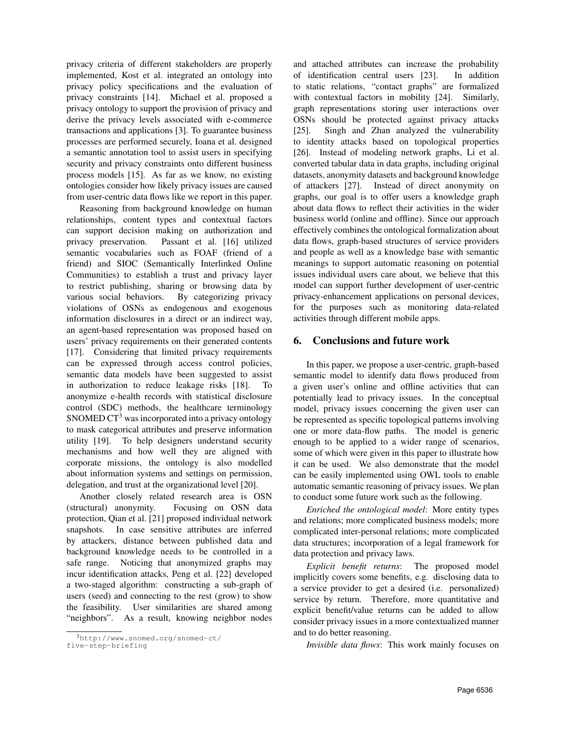privacy criteria of different stakeholders are properly implemented, Kost et al. integrated an ontology into privacy policy specifications and the evaluation of privacy constraints [14]. Michael et al. proposed a privacy ontology to support the provision of privacy and derive the privacy levels associated with e-commerce transactions and applications [3]. To guarantee business processes are performed securely, Ioana et al. designed a semantic annotation tool to assist users in specifying security and privacy constraints onto different business process models [15]. As far as we know, no existing ontologies consider how likely privacy issues are caused from user-centric data flows like we report in this paper.

Reasoning from background knowledge on human relationships, content types and contextual factors can support decision making on authorization and privacy preservation. Passant et al. [16] utilized semantic vocabularies such as FOAF (friend of a friend) and SIOC (Semantically Interlinked Online Communities) to establish a trust and privacy layer to restrict publishing, sharing or browsing data by various social behaviors. By categorizing privacy violations of OSNs as endogenous and exogenous information disclosures in a direct or an indirect way, an agent-based representation was proposed based on users' privacy requirements on their generated contents [17]. Considering that limited privacy requirements can be expressed through access control policies, semantic data models have been suggested to assist in authorization to reduce leakage risks [18]. To anonymize e-health records with statistical disclosure control (SDC) methods, the healthcare terminology SNOMED CT[3] was incorporated into a privacy ontology to mask categorical attributes and preserve information utility [19]. To help designers understand security mechanisms and how well they are aligned with corporate missions, the ontology is also modelled about information systems and settings on permission, delegation, and trust at the organizational level [20].

Another closely related research area is OSN (structural) anonymity. Focusing on OSN data protection, Qian et al. [21] proposed individual network snapshots. In case sensitive attributes are inferred by attackers, distance between published data and background knowledge needs to be controlled in a safe range. Noticing that anonymized graphs may incur identification attacks, Peng et al. [22] developed a two-staged algorithm: constructing a sub-graph of users (seed) and connecting to the rest (grow) to show the feasibility. User similarities are shared among "neighbors". As a result, knowing neighbor nodes and attached attributes can increase the probability of identification central users [23]. In addition to static relations, "contact graphs" are formalized with contextual factors in mobility [24]. Similarly, graph representations storing user interactions over OSNs should be protected against privacy attacks [25]. Singh and Zhan analyzed the vulnerability to identity attacks based on topological properties [26]. Instead of modeling network graphs, Li et al. converted tabular data in data graphs, including original datasets, anonymity datasets and background knowledge of attackers [27]. Instead of direct anonymity on graphs, our goal is to offer users a knowledge graph about data flows to reflect their activities in the wider business world (online and offline). Since our approach effectively combines the ontological formalization about data flows, graph-based structures of service providers and people as well as a knowledge base with semantic meanings to support automatic reasoning on potential issues individual users care about, we believe that this model can support further development of user-centric privacy-enhancement applications on personal devices, for the purposes such as monitoring data-related activities through different mobile apps.

[3] http://www.snomed.org/snomed-ct/five-step-briefing

## 6. Conclusions and future work

In this paper, we propose a user-centric, graph-based semantic model to identify data flows produced from a given user's online and offline activities that can potentially lead to privacy issues. In the conceptual model, privacy issues concerning the given user can be represented as specific topological patterns involving one or more data-flow paths. The model is generic enough to be applied to a wider range of scenarios, some of which were given in this paper to illustrate how it can be used. We also demonstrate that the model can be easily implemented using OWL tools to enable automatic semantic reasoning of privacy issues. We plan to conduct some future work such as the following.

*Enriched the ontological model*: More entity types and relations; more complicated business models; more complicated inter-personal relations; more complicated data structures; incorporation of a legal framework for data protection and privacy laws.

*Explicit benefit returns*: The proposed model implicitly covers some benefits, e.g. disclosing data to a service provider to get a desired (i.e. personalized) service by return. Therefore, more quantitative and explicit benefit/value returns can be added to allow consider privacy issues in a more contextualized manner and to do better reasoning.

*Invisible data flows*: This work mainly focuses on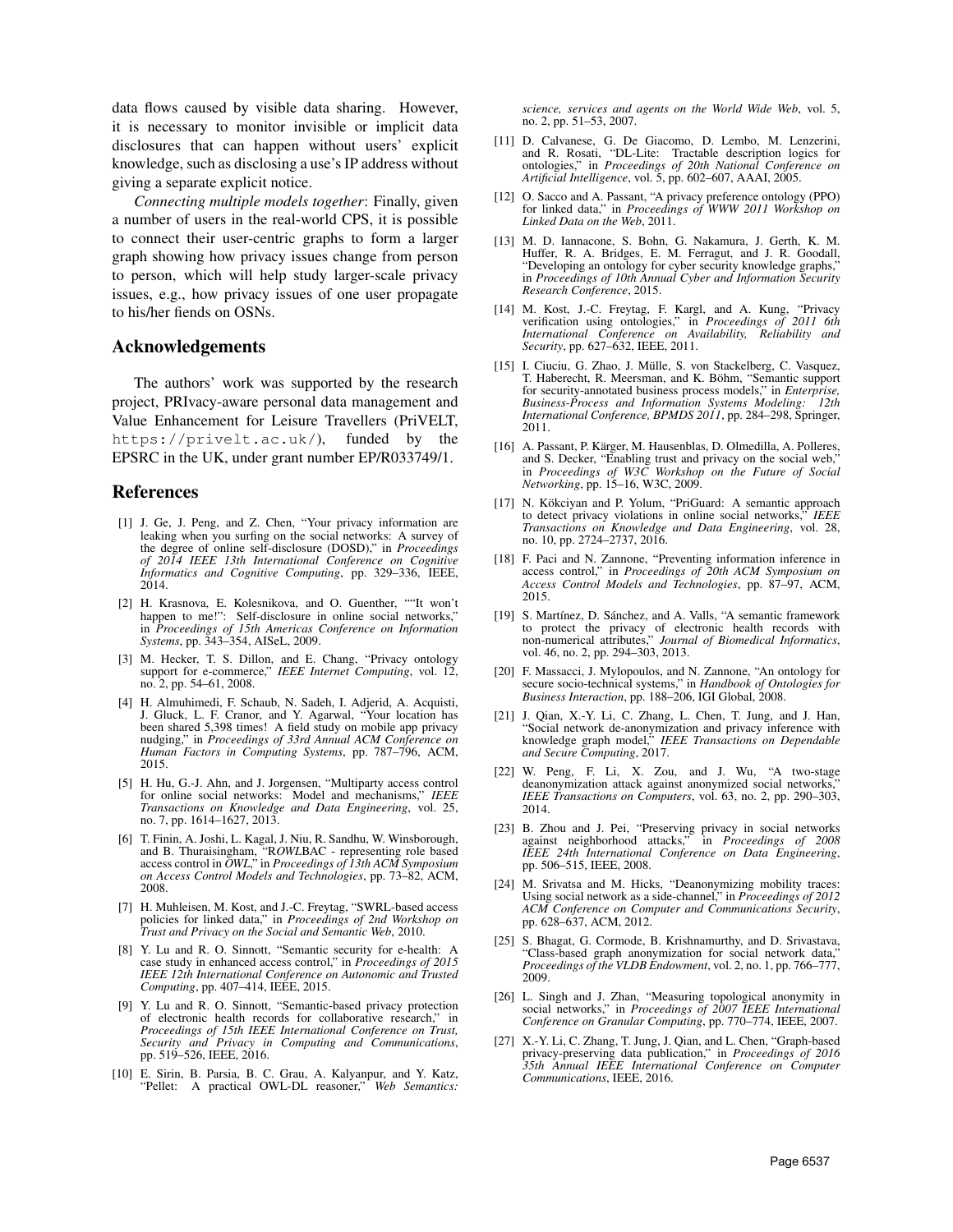data flows caused by visible data sharing. However, it is necessary to monitor invisible or implicit data disclosures that can happen without users' explicit knowledge, such as disclosing a use's IP address without giving a separate explicit notice.

*Connecting multiple models together*: Finally, given a number of users in the real-world CPS, it is possible to connect their user-centric graphs to form a larger graph showing how privacy issues change from person to person, which will help study larger-scale privacy issues, e.g., how privacy issues of one user propagate to his/her fiends on OSNs.

## Acknowledgements

The authors' work was supported by the research project, PRIvacy-aware personal data management and Value Enhancement for Leisure Travellers (PriVELT, https://privelt.ac.uk/), funded by the EPSRC in the UK, under grant number EP/R033749/1.

## References

[1] J. Ge, J. Peng, and Z. Chen, "Your privacy information are leaking when you surfing on the social networks: A survey of the degree of online self-disclosure (DOSD)," in *Proceedings of 2014 IEEE 13th International Conference on Cognitive Informatics and Cognitive Computing*, pp. 329–336, IEEE, 2014.

[2] H. Krasnova, E. Kolesnikova, and O. Guenther, ""It won't happen to me!": Self-disclosure in online social networks," in *Proceedings of 15th Americas Conference on Information Systems*, pp. 343–354, AISeL, 2009.

[3] M. Hecker, T. S. Dillon, and E. Chang, "Privacy ontology support for e-commerce," *IEEE Internet Computing*, vol. 12, no. 2, pp. 54–61, 2008.

[4] H. Almuhimedi, F. Schaub, N. Sadeh, I. Adjerid, A. Acquisti, J. Gluck, L. F. Cranor, and Y. Agarwal, "Your location has been shared 5,398 times! A field study on mobile app privacy nudging," in *Proceedings of 33rd Annual ACM Conference on Human Factors in Computing Systems*, pp. 787–796, ACM, 2015.

[5] H. Hu, G.-J. Ahn, and J. Jorgensen, "Multiparty access control for online social networks: Model and mechanisms," *IEEE Transactions on Knowledge and Data Engineering*, vol. 25, no. 7, pp. 1614–1627, 2013.

[6] T. Finin, A. Joshi, L. Kagal, J. Niu, R. Sandhu, W. Winsborough, and B. Thuraisingham, "R*OWL*BAC - representing role based access control in *OWL*," in *Proceedings of 13th ACM Symposium on Access Control Models and Technologies*, pp. 73–82, ACM, 2008.

[7] H. Muhleisen, M. Kost, and J.-C. Freytag, "SWRL-based access policies for linked data," in *Proceedings of 2nd Workshop on Trust and Privacy on the Social and Semantic Web*, 2010.

[8] Y. Lu and R. O. Sinnott, "Semantic security for e-health: A case study in enhanced access control," in *Proceedings of 2015 IEEE 12th International Conference on Autonomic and Trusted Computing*, pp. 407–414, IEEE, 2015.

[9] Y. Lu and R. O. Sinnott, "Semantic-based privacy protection of electronic health records for collaborative research," in *Proceedings of 15th IEEE International Conference on Trust, Security and Privacy in Computing and Communications*, pp. 519–526, IEEE, 2016.

[10] E. Sirin, B. Parsia, B. C. Grau, A. Kalyanpur, and Y. Katz, "Pellet: A practical OWL-DL reasoner," *Web Semantics: science, services and agents on the World Wide Web*, vol. 5, no. 2, pp. 51–53, 2007.

[11] D. Calvanese, G. De Giacomo, D. Lembo, M. Lenzerini, and R. Rosati, "DL-Lite: Tractable description logics for ontologies," in *Proceedings of 20th National Conference on Artificial Intelligence*, vol. 5, pp. 602–607, AAAI, 2005.

[12] O. Sacco and A. Passant, "A privacy preference ontology (PPO) for linked data," in *Proceedings of WWW 2011 Workshop on Linked Data on the Web*, 2011.

[13] M. D. Iannacone, S. Bohn, G. Nakamura, J. Gerth, K. M. Huffer, R. A. Bridges, E. M. Ferragut, and J. R. Goodall, "Developing an ontology for cyber security knowledge graphs," in *Proceedings of 10th Annual Cyber and Information Security Research Conference*, 2015.

[14] M. Kost, J.-C. Freytag, F. Kargl, and A. Kung, "Privacy verification using ontologies," in *Proceedings of 2011 6th International Conference on Availability, Reliability and Security*, pp. 627–632, IEEE, 2011.

[15] I. Ciuciu, G. Zhao, J. Mülle, S. von Stackelberg, C. Vasquez, T. Haberecht, R. Meersman, and K. Böhm, "Semantic support for security-annotated business process models," in *Enterprise, Business-Process and Information Systems Modeling: 12th International Conference, BPMDS 2011*, pp. 284–298, Springer, 2011.

[16] A. Passant, P. Kärger, M. Hausenblas, D. Olmedilla, A. Polleres, and S. Decker, "Enabling trust and privacy on the social web," in *Proceedings of W3C Workshop on the Future of Social Networking*, pp. 15–16, W3C, 2009.

[17] N. Kökciyan and P. Yolum, "PriGuard: A semantic approach to detect privacy violations in online social networks," *IEEE Transactions on Knowledge and Data Engineering*, vol. 28, no. 10, pp. 2724–2737, 2016.

[18] F. Paci and N. Zannone, "Preventing information inference in access control," in *Proceedings of 20th ACM Symposium on Access Control Models and Technologies*, pp. 87–97, ACM, 2015.

[19] S. Martínez, D. Sánchez, and A. Valls, "A semantic framework to protect the privacy of electronic health records with non-numerical attributes," *Journal of Biomedical Informatics*, vol. 46, no. 2, pp. 294–303, 2013.

[20] F. Massacci, J. Mylopoulos, and N. Zannone, "An ontology for secure socio-technical systems," in *Handbook of Ontologies for Business Interaction*, pp. 188–206, IGI Global, 2008.

[21] J. Qian, X.-Y. Li, C. Zhang, L. Chen, T. Jung, and J. Han, "Social network de-anonymization and privacy inference with knowledge graph model," *IEEE Transactions on Dependable and Secure Computing*, 2017.

[22] W. Peng, F. Li, X. Zou, and J. Wu, "A two-stage deanonymization attack against anonymized social networks," *IEEE Transactions on Computers*, vol. 63, no. 2, pp. 290–303, 2014.

[23] B. Zhou and J. Pei, "Preserving privacy in social networks against neighborhood attacks," in *Proceedings of 2008 IEEE 24th International Conference on Data Engineering*, pp. 506–515, IEEE, 2008.

[24] M. Srivatsa and M. Hicks, "Deanonymizing mobility traces: Using social network as a side-channel," in *Proceedings of 2012 ACM Conference on Computer and Communications Security*, pp. 628–637, ACM, 2012.

[25] S. Bhagat, G. Cormode, B. Krishnamurthy, and D. Srivastava, "Class-based graph anonymization for social network data," *Proceedings of the VLDB Endowment*, vol. 2, no. 1, pp. 766–777, 2009.

[26] L. Singh and J. Zhan, "Measuring topological anonymity in social networks," in *Proceedings of 2007 IEEE International Conference on Granular Computing*, pp. 770–774, IEEE, 2007.

[27] X.-Y. Li, C. Zhang, T. Jung, J. Qian, and L. Chen, "Graph-based privacy-preserving data publication," in *Proceedings of 2016 35th Annual IEEE International Conference on Computer Communications*, IEEE, 2016.